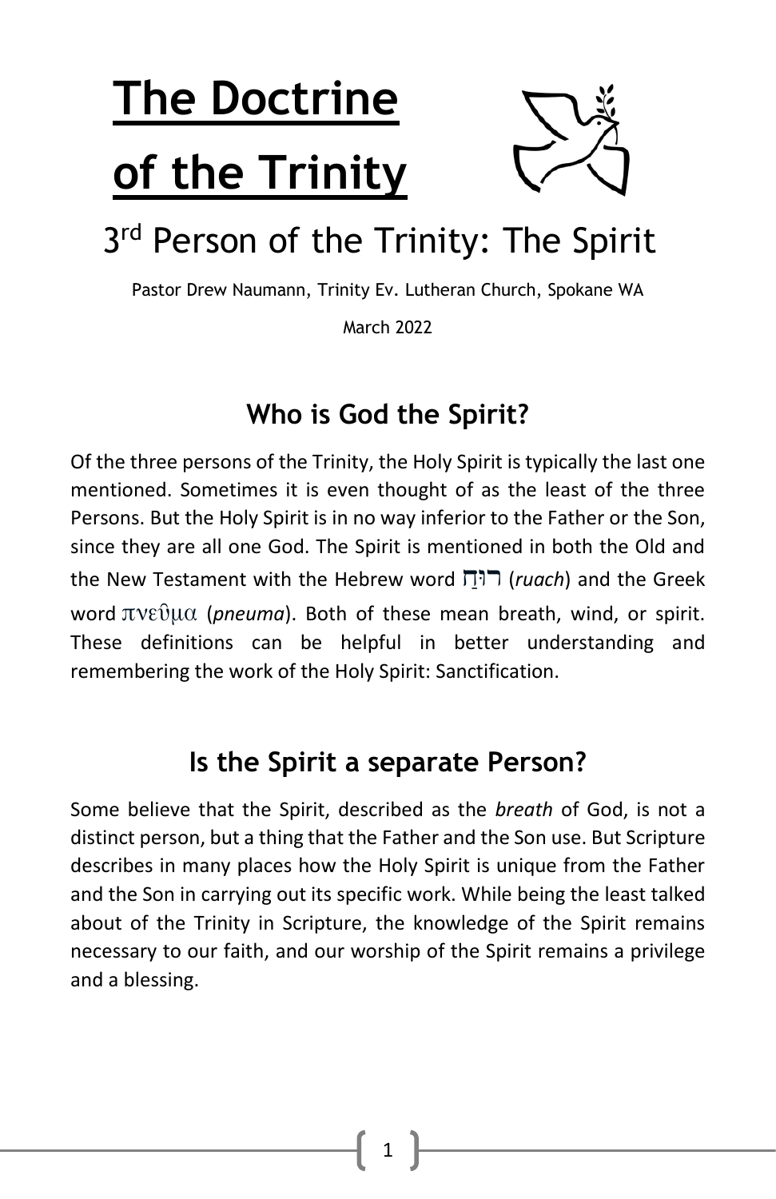# The Doctrine of the Trinity

## 3rd Person of the Trinity: The Spirit

Pastor Drew Naumann, Trinity Ev. Lutheran Church, Spokane WA

March 2022

### Who is God the Spirit?

Of the three persons of the Trinity, the Holy Spirit is typically the last one mentioned. Sometimes it is even thought of as the least of the three Persons. But the Holy Spirit is in no way inferior to the Father or the Son, since they are all one God. The Spirit is mentioned in both the Old and the New Testament with the Hebrew word רוּחַ (*ruach*) and the Greek word πνεῦμα (*pneuma*). Both of these mean breath, wind, or spirit. These definitions can be helpful in better understanding and remembering the work of the Holy Spirit: Sanctification.

### Is the Spirit a separate Person?

Some believe that the Spirit, described as the *breath* of God, is not a distinct person, but a thing that the Father and the Son use. But Scripture describes in many places how the Holy Spirit is unique from the Father and the Son in carrying out its specific work. While being the least talked about of the Trinity in Scripture, the knowledge of the Spirit remains necessary to our faith, and our worship of the Spirit remains a privilege and a blessing.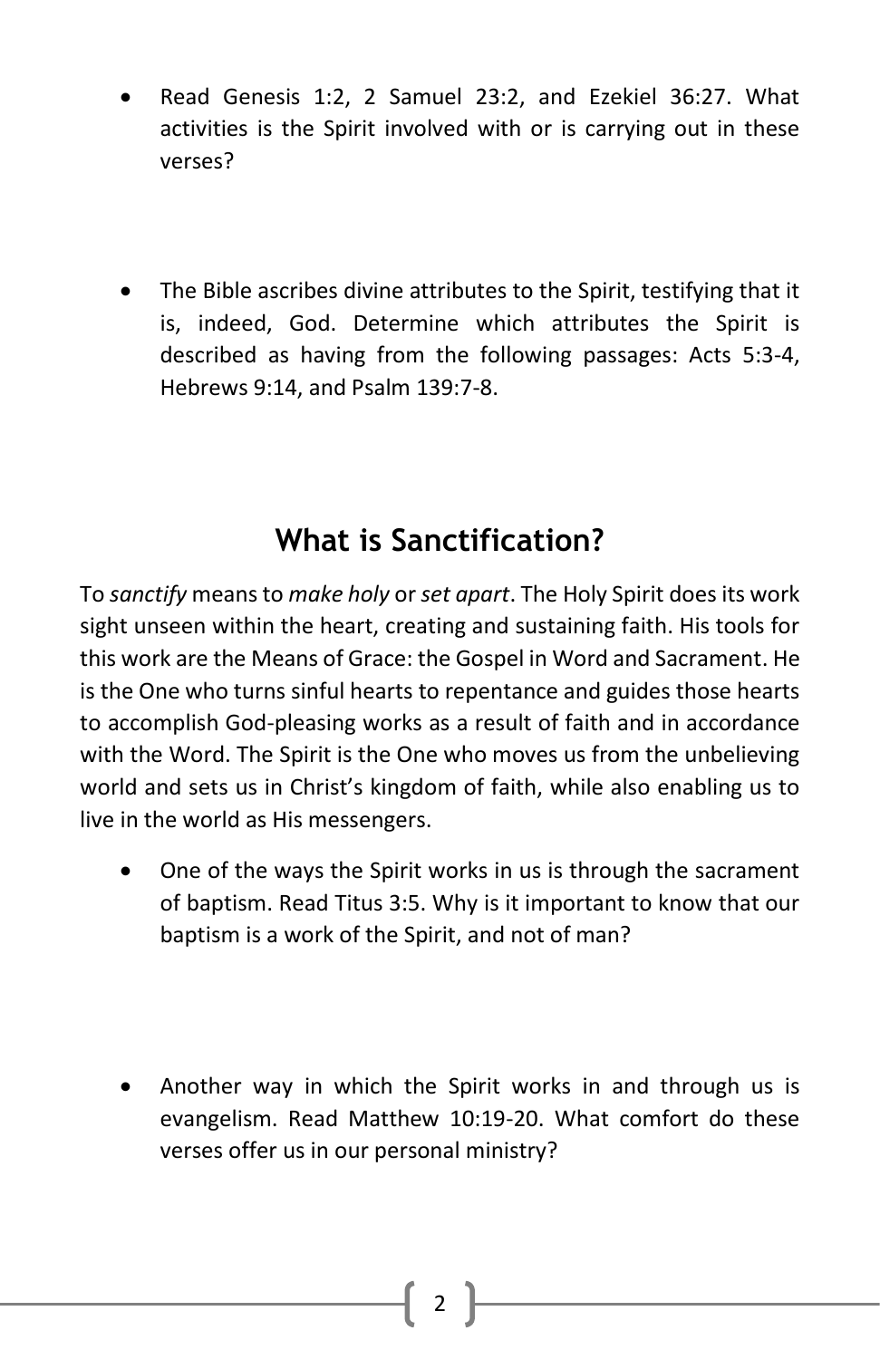- Read Genesis 1:2, 2 Samuel 23:2, and Ezekiel 36:27. What activities is the Spirit involved with or is carrying out in these verses?

- The Bible ascribes divine attributes to the Spirit, testifying that it is, indeed, God. Determine which attributes the Spirit is described as having from the following passages: Acts 5:3-4, Hebrews 9:14, and Psalm 139:7-8.

## What is Sanctification?

To *sanctify* means to *make holy* or *set apart*. The Holy Spirit does its work sight unseen within the heart, creating and sustaining faith. His tools for this work are the Means of Grace: the Gospel in Word and Sacrament. He is the One who turns sinful hearts to repentance and guides those hearts to accomplish God-pleasing works as a result of faith and in accordance with the Word. The Spirit is the One who moves us from the unbelieving world and sets us in Christ's kingdom of faith, while also enabling us to live in the world as His messengers.

- One of the ways the Spirit works in us is through the sacrament of baptism. Read Titus 3:5. Why is it important to know that our baptism is a work of the Spirit, and not of man?

- Another way in which the Spirit works in and through us is evangelism. Read Matthew 10:19-20. What comfort do these verses offer us in our personal ministry?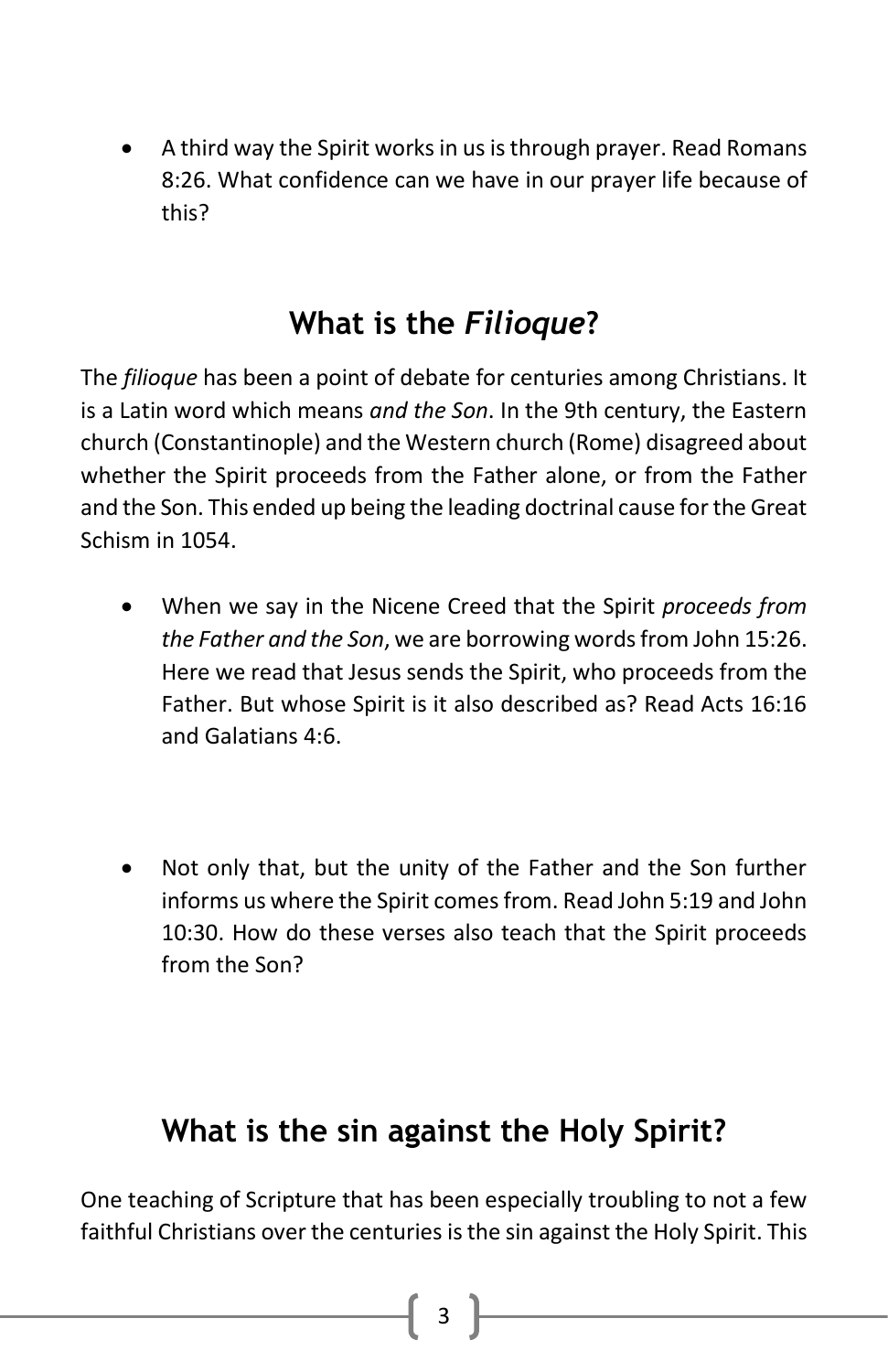- A third way the Spirit works in us is through prayer. Read Romans 8:26. What confidence can we have in our prayer life because of this?

## What is the *Filioque*?

The *filioque* has been a point of debate for centuries among Christians. It is a Latin word which means *and the Son*. In the 9th century, the Eastern church (Constantinople) and the Western church (Rome) disagreed about whether the Spirit proceeds from the Father alone, or from the Father and the Son. This ended up being the leading doctrinal cause for the Great Schism in 1054.

- When we say in the Nicene Creed that the Spirit *proceeds from the Father and the Son*, we are borrowing words from John 15:26. Here we read that Jesus sends the Spirit, who proceeds from the Father. But whose Spirit is it also described as? Read Acts 16:16 and Galatians 4:6.

- Not only that, but the unity of the Father and the Son further informs us where the Spirit comes from. Read John 5:19 and John 10:30. How do these verses also teach that the Spirit proceeds from the Son?

## What is the sin against the Holy Spirit?

One teaching of Scripture that has been especially troubling to not a few faithful Christians over the centuries is the sin against the Holy Spirit. This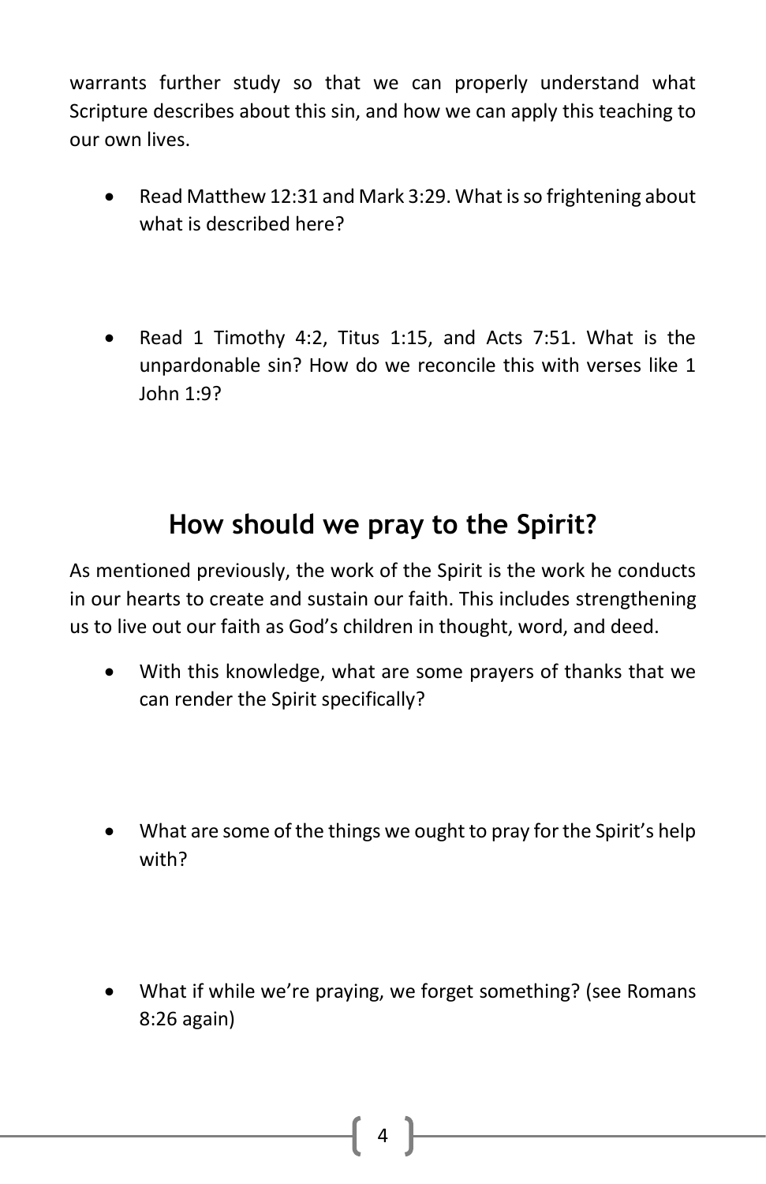warrants further study so that we can properly understand what Scripture describes about this sin, and how we can apply this teaching to our own lives.

- Read Matthew 12:31 and Mark 3:29. What is so frightening about what is described here?

- Read 1 Timothy 4:2, Titus 1:15, and Acts 7:51. What is the unpardonable sin? How do we reconcile this with verses like 1 John 1:9?

## How should we pray to the Spirit?

As mentioned previously, the work of the Spirit is the work he conducts in our hearts to create and sustain our faith. This includes strengthening us to live out our faith as God's children in thought, word, and deed.

- With this knowledge, what are some prayers of thanks that we can render the Spirit specifically?

- What are some of the things we ought to pray for the Spirit's help with?

- What if while we're praying, we forget something? (see Romans 8:26 again)